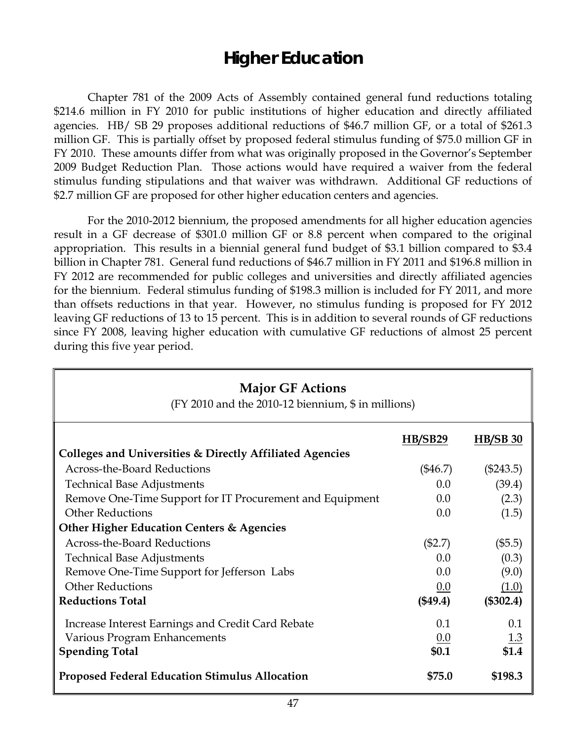# Higher Education

Chapter 781 of the 2009 Acts of Assembly contained general fund reductions totaling $214.6 million in FY 2010 for public institutions of higher education and directly affiliated agencies. HB/ SB 29 proposes additional reductions of $46.7 million GF, or a total of $261.3 million GF. This is partially offset by proposed federal stimulus funding of $75.0 million GF in FY 2010. These amounts differ from what was originally proposed in the Governor's September 2009 Budget Reduction Plan. Those actions would have required a waiver from the federal stimulus funding stipulations and that waiver was withdrawn. Additional GF reductions of $2.7 million GF are proposed for other higher education centers and agencies.

For the 2010-2012 biennium, the proposed amendments for all higher education agencies result in a GF decrease of $301.0 million GF or 8.8 percent when compared to the original appropriation. This results in a biennial general fund budget of $3.1 billion compared to $3.4 billion in Chapter 781. General fund reductions of $46.7 million in FY 2011 and $196.8 million in FY 2012 are recommended for public colleges and universities and directly affiliated agencies for the biennium. Federal stimulus funding of $198.3 million is included for FY 2011, and more than offsets reductions in that year. However, no stimulus funding is proposed for FY 2012 leaving GF reductions of 13 to 15 percent. This is in addition to several rounds of GF reductions since FY 2008, leaving higher education with cumulative GF reductions of almost 25 percent during this five year period.

**Major GF Actions**
(FY 2010 and the 2010-12 biennium, $ in millions)

| | HB/SB29 | HB/SB 30 |
|---|---|---|
| **Colleges and Universities & Directly Affiliated Agencies** | | |
| Across-the-Board Reductions | ($46.7) | ($243.5) |
| Technical Base Adjustments | 0.0 | (39.4) |
| Remove One-Time Support for IT Procurement and Equipment | 0.0 | (2.3) |
| Other Reductions | 0.0 | (1.5) |
| **Other Higher Education Centers & Agencies** | | |
| Across-the-Board Reductions | ($2.7) | ($5.5) |
| Technical Base Adjustments | 0.0 | (0.3) |
| Remove One-Time Support for Jefferson Labs | 0.0 | (9.0) |
| Other Reductions | 0.0 | (1.0) |
| **Reductions Total** | **($49.4)** | **($302.4)** |
| Increase Interest Earnings and Credit Card Rebate | 0.1 | 0.1 |
| Various Program Enhancements | 0.0 | 1.3 |
| **Spending Total** | **$0.1** | **$1.4** |
| **Proposed Federal Education Stimulus Allocation** | **$75.0** | **$198.3** |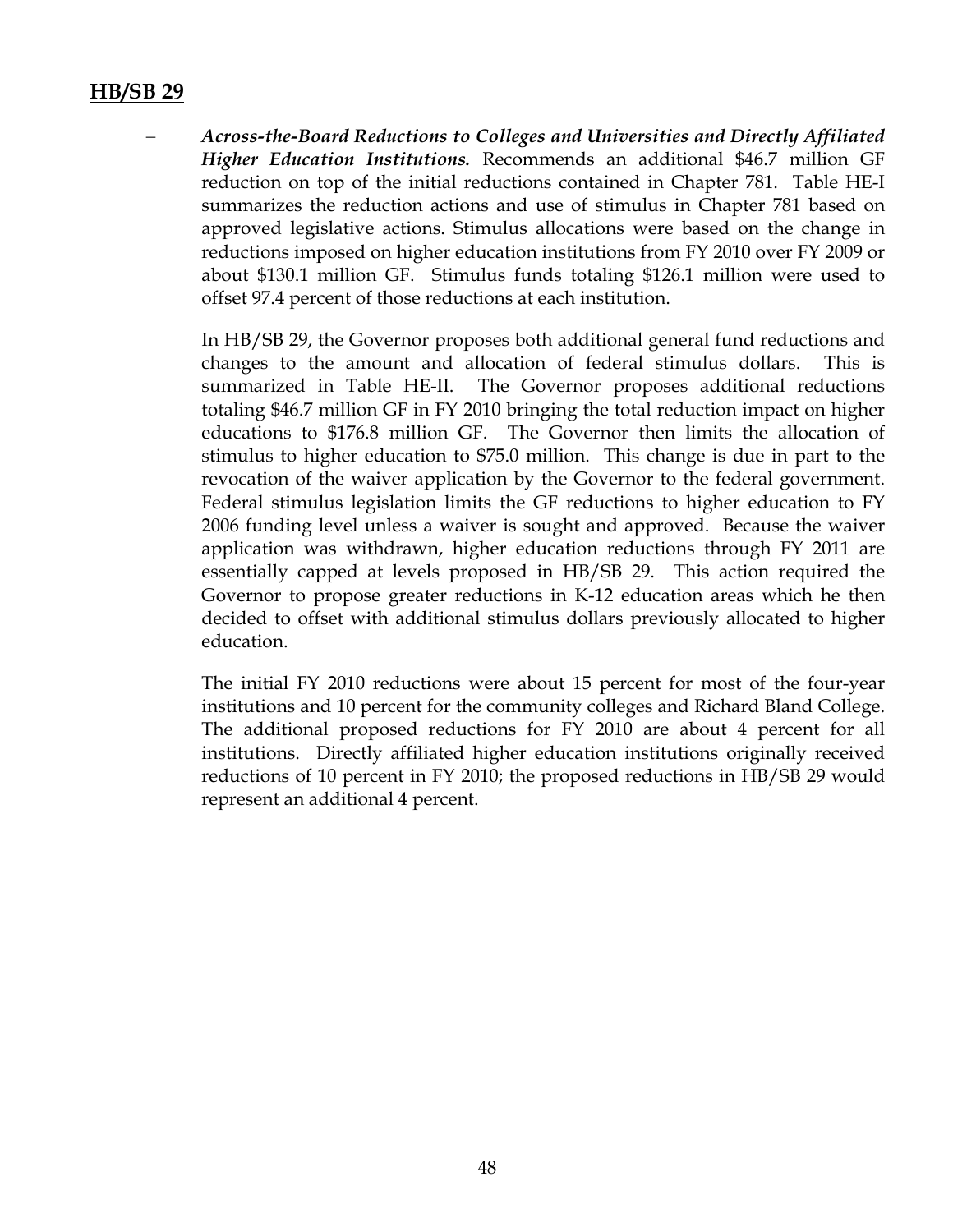## HB/SB 29

- ***Across-the-Board Reductions to Colleges and Universities and Directly Affiliated Higher Education Institutions.*** Recommends an additional $46.7 million GF reduction on top of the initial reductions contained in Chapter 781. Table HE-I summarizes the reduction actions and use of stimulus in Chapter 781 based on approved legislative actions. Stimulus allocations were based on the change in reductions imposed on higher education institutions from FY 2010 over FY 2009 or about $130.1 million GF. Stimulus funds totaling $126.1 million were used to offset 97.4 percent of those reductions at each institution.

  In HB/SB 29, the Governor proposes both additional general fund reductions and changes to the amount and allocation of federal stimulus dollars. This is summarized in Table HE-II. The Governor proposes additional reductions totaling $46.7 million GF in FY 2010 bringing the total reduction impact on higher educations to $176.8 million GF. The Governor then limits the allocation of stimulus to higher education to $75.0 million. This change is due in part to the revocation of the waiver application by the Governor to the federal government. Federal stimulus legislation limits the GF reductions to higher education to FY 2006 funding level unless a waiver is sought and approved. Because the waiver application was withdrawn, higher education reductions through FY 2011 are essentially capped at levels proposed in HB/SB 29. This action required the Governor to propose greater reductions in K-12 education areas which he then decided to offset with additional stimulus dollars previously allocated to higher education.

  The initial FY 2010 reductions were about 15 percent for most of the four-year institutions and 10 percent for the community colleges and Richard Bland College. The additional proposed reductions for FY 2010 are about 4 percent for all institutions. Directly affiliated higher education institutions originally received reductions of 10 percent in FY 2010; the proposed reductions in HB/SB 29 would represent an additional 4 percent.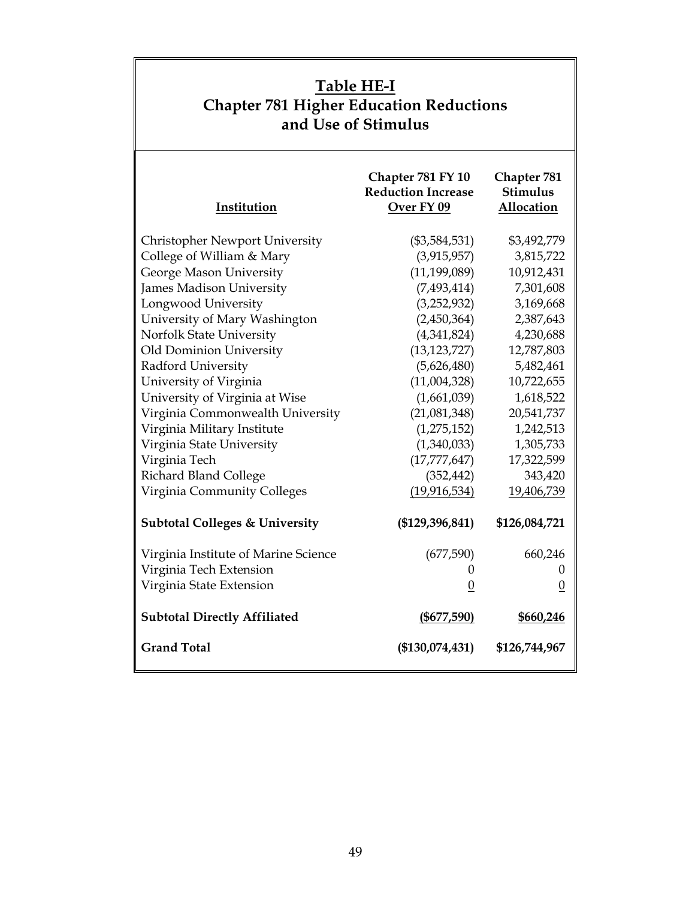## Table HE-I
## Chapter 781 Higher Education Reductions and Use of Stimulus

| Institution | Chapter 781 FY 10 Reduction Increase Over FY 09 | Chapter 781 Stimulus Allocation |
|---|---|---|
| Christopher Newport University | ($3,584,531) | $3,492,779 |
| College of William & Mary | (3,915,957) | 3,815,722 |
| George Mason University | (11,199,089) | 10,912,431 |
| James Madison University | (7,493,414) | 7,301,608 |
| Longwood University | (3,252,932) | 3,169,668 |
| University of Mary Washington | (2,450,364) | 2,387,643 |
| Norfolk State University | (4,341,824) | 4,230,688 |
| Old Dominion University | (13,123,727) | 12,787,803 |
| Radford University | (5,626,480) | 5,482,461 |
| University of Virginia | (11,004,328) | 10,722,655 |
| University of Virginia at Wise | (1,661,039) | 1,618,522 |
| Virginia Commonwealth University | (21,081,348) | 20,541,737 |
| Virginia Military Institute | (1,275,152) | 1,242,513 |
| Virginia State University | (1,340,033) | 1,305,733 |
| Virginia Tech | (17,777,647) | 17,322,599 |
| Richard Bland College | (352,442) | 343,420 |
| Virginia Community Colleges | (19,916,534) | 19,406,739 |
| **Subtotal Colleges & University** | **($129,396,841)** | **$126,084,721** |
| Virginia Institute of Marine Science | (677,590) | 660,246 |
| Virginia Tech Extension | 0 | 0 |
| Virginia State Extension | 0 | 0 |
| **Subtotal Directly Affiliated** | **($677,590)** | **$660,246** |
| **Grand Total** | **($130,074,431)** | **$126,744,967** |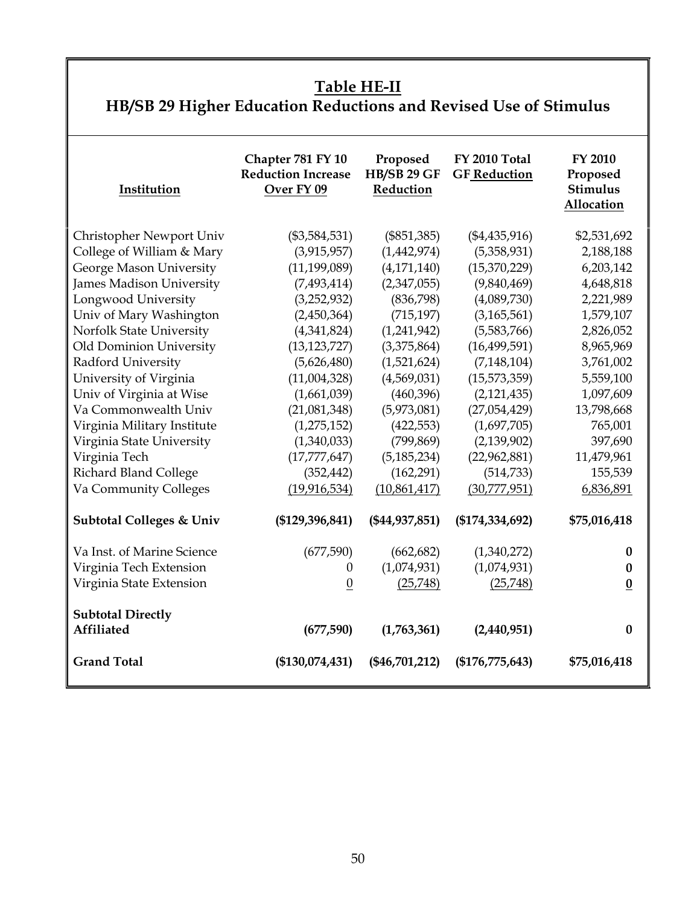# Table HE-II

## HB/SB 29 Higher Education Reductions and Revised Use of Stimulus

| Institution | Chapter 781 FY 10 Reduction Increase Over FY 09 | Proposed HB/SB 29 GF Reduction | FY 2010 Total GF Reduction | FY 2010 Proposed Stimulus Allocation |
|---|---|---|---|---|
| Christopher Newport Univ | ($3,584,531) | ($851,385) | ($4,435,916) | $2,531,692 |
| College of William & Mary | (3,915,957) | (1,442,974) | (5,358,931) | 2,188,188 |
| George Mason University | (11,199,089) | (4,171,140) | (15,370,229) | 6,203,142 |
| James Madison University | (7,493,414) | (2,347,055) | (9,840,469) | 4,648,818 |
| Longwood University | (3,252,932) | (836,798) | (4,089,730) | 2,221,989 |
| Univ of Mary Washington | (2,450,364) | (715,197) | (3,165,561) | 1,579,107 |
| Norfolk State University | (4,341,824) | (1,241,942) | (5,583,766) | 2,826,052 |
| Old Dominion University | (13,123,727) | (3,375,864) | (16,499,591) | 8,965,969 |
| Radford University | (5,626,480) | (1,521,624) | (7,148,104) | 3,761,002 |
| University of Virginia | (11,004,328) | (4,569,031) | (15,573,359) | 5,559,100 |
| Univ of Virginia at Wise | (1,661,039) | (460,396) | (2,121,435) | 1,097,609 |
| Va Commonwealth Univ | (21,081,348) | (5,973,081) | (27,054,429) | 13,798,668 |
| Virginia Military Institute | (1,275,152) | (422,553) | (1,697,705) | 765,001 |
| Virginia State University | (1,340,033) | (799,869) | (2,139,902) | 397,690 |
| Virginia Tech | (17,777,647) | (5,185,234) | (22,962,881) | 11,479,961 |
| Richard Bland College | (352,442) | (162,291) | (514,733) | 155,539 |
| Va Community Colleges | (19,916,534) | (10,861,417) | (30,777,951) | 6,836,891 |
| **Subtotal Colleges & Univ** | **($129,396,841)** | **($44,937,851)** | **($174,334,692)** | **$75,016,418** |
| Va Inst. of Marine Science | (677,590) | (662,682) | (1,340,272) | **0** |
| Virginia Tech Extension | 0 | (1,074,931) | (1,074,931) | **0** |
| Virginia State Extension | 0 | (25,748) | (25,748) | **0** |
| **Subtotal Directly Affiliated** | **(677,590)** | **(1,763,361)** | **(2,440,951)** | **0** |
| **Grand Total** | **($130,074,431)** | **($46,701,212)** | **($176,775,643)** | **$75,016,418** |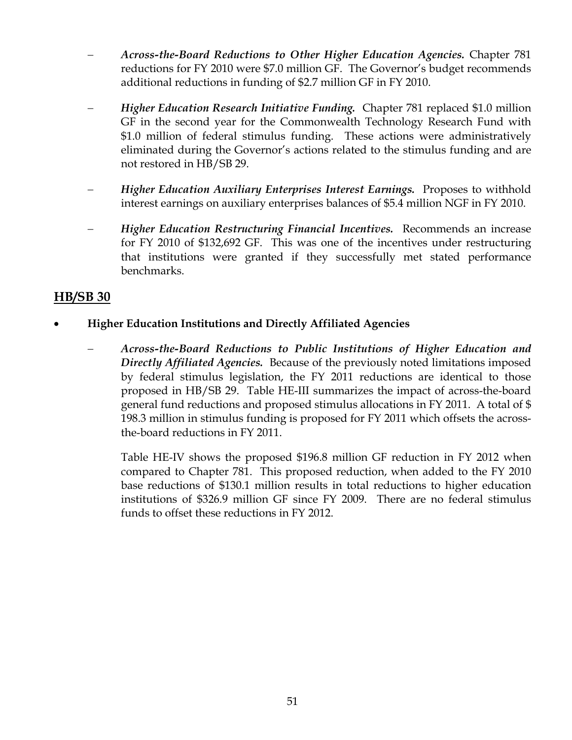- ***Across-the-Board Reductions to Other Higher Education Agencies.*** Chapter 781 reductions for FY 2010 were $7.0 million GF. The Governor's budget recommends additional reductions in funding of $2.7 million GF in FY 2010.

- ***Higher Education Research Initiative Funding.*** Chapter 781 replaced $1.0 million GF in the second year for the Commonwealth Technology Research Fund with $1.0 million of federal stimulus funding. These actions were administratively eliminated during the Governor's actions related to the stimulus funding and are not restored in HB/SB 29.

- ***Higher Education Auxiliary Enterprises Interest Earnings.*** Proposes to withhold interest earnings on auxiliary enterprises balances of $5.4 million NGF in FY 2010.

- ***Higher Education Restructuring Financial Incentives.*** Recommends an increase for FY 2010 of $132,692 GF. This was one of the incentives under restructuring that institutions were granted if they successfully met stated performance benchmarks.

## HB/SB 30

- **Higher Education Institutions and Directly Affiliated Agencies**

  - ***Across-the-Board Reductions to Public Institutions of Higher Education and Directly Affiliated Agencies.*** Because of the previously noted limitations imposed by federal stimulus legislation, the FY 2011 reductions are identical to those proposed in HB/SB 29. Table HE-III summarizes the impact of across-the-board general fund reductions and proposed stimulus allocations in FY 2011. A total of $ 198.3 million in stimulus funding is proposed for FY 2011 which offsets the across-the-board reductions in FY 2011.

    Table HE-IV shows the proposed $196.8 million GF reduction in FY 2012 when compared to Chapter 781. This proposed reduction, when added to the FY 2010 base reductions of $130.1 million results in total reductions to higher education institutions of $326.9 million GF since FY 2009. There are no federal stimulus funds to offset these reductions in FY 2012.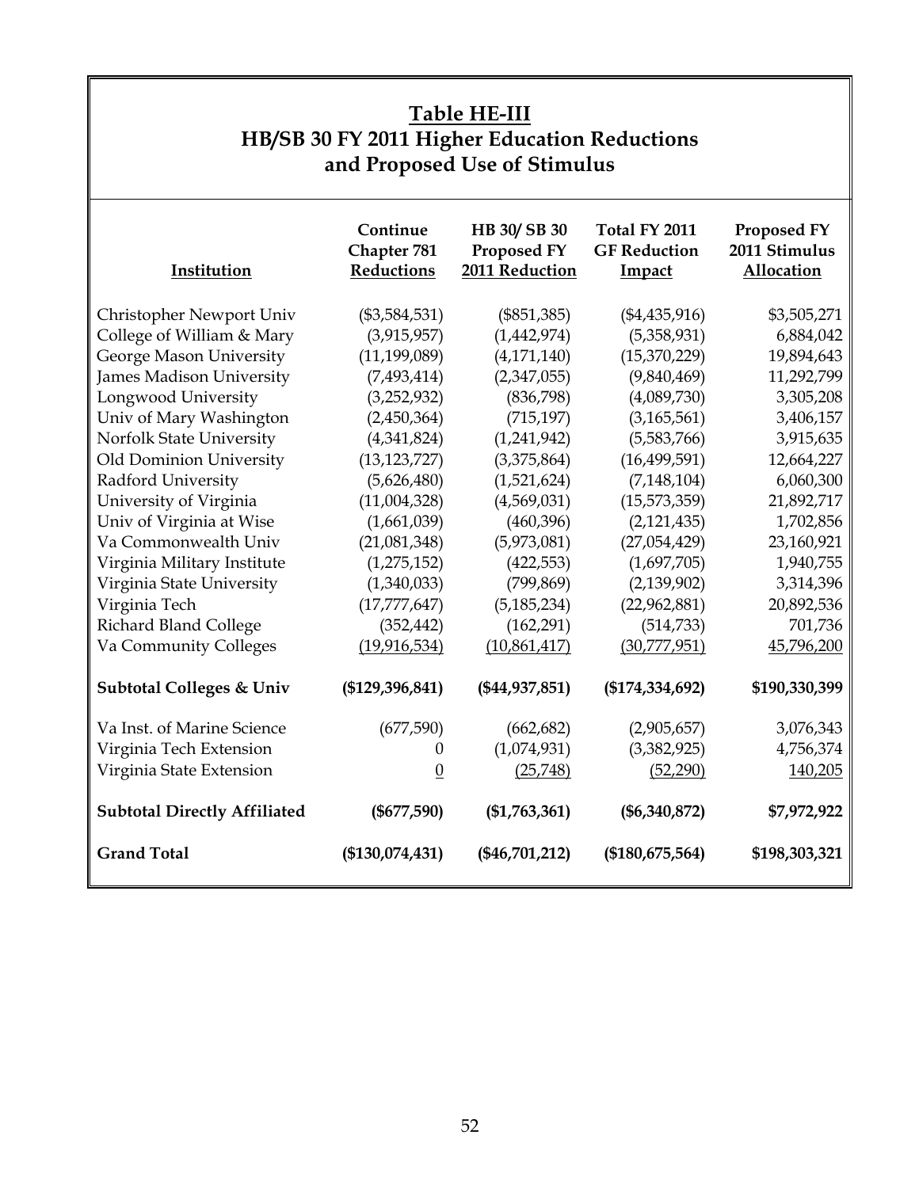## Table HE-III
## HB/SB 30 FY 2011 Higher Education Reductions and Proposed Use of Stimulus

| Institution | Continue Chapter 781 Reductions | HB 30/ SB 30 Proposed FY 2011 Reduction | Total FY 2011 GF Reduction Impact | Proposed FY 2011 Stimulus Allocation |
|---|---|---|---|---|
| Christopher Newport Univ | ($3,584,531) | ($851,385) | ($4,435,916) | $3,505,271 |
| College of William & Mary | (3,915,957) | (1,442,974) | (5,358,931) | 6,884,042 |
| George Mason University | (11,199,089) | (4,171,140) | (15,370,229) | 19,894,643 |
| James Madison University | (7,493,414) | (2,347,055) | (9,840,469) | 11,292,799 |
| Longwood University | (3,252,932) | (836,798) | (4,089,730) | 3,305,208 |
| Univ of Mary Washington | (2,450,364) | (715,197) | (3,165,561) | 3,406,157 |
| Norfolk State University | (4,341,824) | (1,241,942) | (5,583,766) | 3,915,635 |
| Old Dominion University | (13,123,727) | (3,375,864) | (16,499,591) | 12,664,227 |
| Radford University | (5,626,480) | (1,521,624) | (7,148,104) | 6,060,300 |
| University of Virginia | (11,004,328) | (4,569,031) | (15,573,359) | 21,892,717 |
| Univ of Virginia at Wise | (1,661,039) | (460,396) | (2,121,435) | 1,702,856 |
| Va Commonwealth Univ | (21,081,348) | (5,973,081) | (27,054,429) | 23,160,921 |
| Virginia Military Institute | (1,275,152) | (422,553) | (1,697,705) | 1,940,755 |
| Virginia State University | (1,340,033) | (799,869) | (2,139,902) | 3,314,396 |
| Virginia Tech | (17,777,647) | (5,185,234) | (22,962,881) | 20,892,536 |
| Richard Bland College | (352,442) | (162,291) | (514,733) | 701,736 |
| Va Community Colleges | (19,916,534) | (10,861,417) | (30,777,951) | 45,796,200 |
| **Subtotal Colleges & Univ** | **($129,396,841)** | **($44,937,851)** | **($174,334,692)** | **$190,330,399** |
| Va Inst. of Marine Science | (677,590) | (662,682) | (2,905,657) | 3,076,343 |
| Virginia Tech Extension | 0 | (1,074,931) | (3,382,925) | 4,756,374 |
| Virginia State Extension | 0 | (25,748) | (52,290) | 140,205 |
| **Subtotal Directly Affiliated** | **($677,590)** | **($1,763,361)** | **($6,340,872)** | **$7,972,922** |
| **Grand Total** | **($130,074,431)** | **($46,701,212)** | **($180,675,564)** | **$198,303,321** |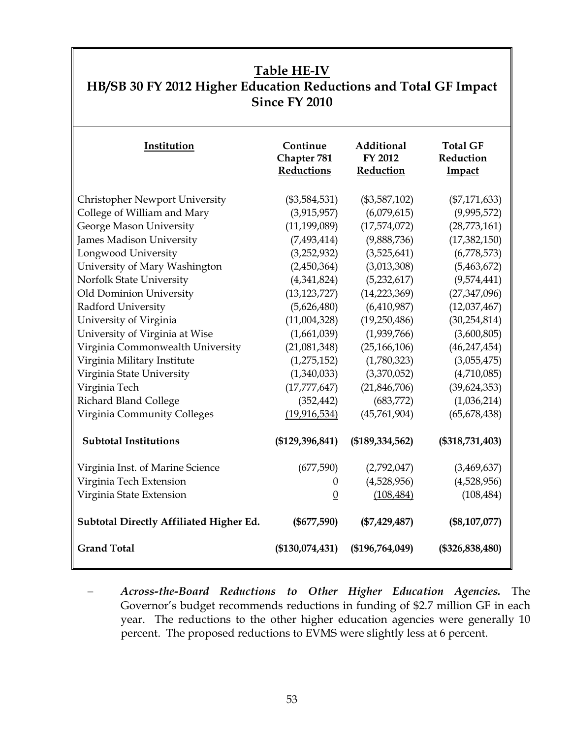## Table HE-IV
## HB/SB 30 FY 2012 Higher Education Reductions and Total GF Impact Since FY 2010

| Institution | Continue Chapter 781 Reductions | Additional FY 2012 Reduction | Total GF Reduction Impact |
|---|---|---|---|
| Christopher Newport University | ($3,584,531) | ($3,587,102) | ($7,171,633) |
| College of William and Mary | (3,915,957) | (6,079,615) | (9,995,572) |
| George Mason University | (11,199,089) | (17,574,072) | (28,773,161) |
| James Madison University | (7,493,414) | (9,888,736) | (17,382,150) |
| Longwood University | (3,252,932) | (3,525,641) | (6,778,573) |
| University of Mary Washington | (2,450,364) | (3,013,308) | (5,463,672) |
| Norfolk State University | (4,341,824) | (5,232,617) | (9,574,441) |
| Old Dominion University | (13,123,727) | (14,223,369) | (27,347,096) |
| Radford University | (5,626,480) | (6,410,987) | (12,037,467) |
| University of Virginia | (11,004,328) | (19,250,486) | (30,254,814) |
| University of Virginia at Wise | (1,661,039) | (1,939,766) | (3,600,805) |
| Virginia Commonwealth University | (21,081,348) | (25,166,106) | (46,247,454) |
| Virginia Military Institute | (1,275,152) | (1,780,323) | (3,055,475) |
| Virginia State University | (1,340,033) | (3,370,052) | (4,710,085) |
| Virginia Tech | (17,777,647) | (21,846,706) | (39,624,353) |
| Richard Bland College | (352,442) | (683,772) | (1,036,214) |
| Virginia Community Colleges | (19,916,534) | (45,761,904) | (65,678,438) |
| **Subtotal Institutions** | **($129,396,841)** | **($189,334,562)** | **($318,731,403)** |
| Virginia Inst. of Marine Science | (677,590) | (2,792,047) | (3,469,637) |
| Virginia Tech Extension | 0 | (4,528,956) | (4,528,956) |
| Virginia State Extension | 0 | (108,484) | (108,484) |
| **Subtotal Directly Affiliated Higher Ed.** | **($677,590)** | **($7,429,487)** | **($8,107,077)** |
| **Grand Total** | **($130,074,431)** | **($196,764,049)** | **($326,838,480)** |

- ***Across-the-Board Reductions to Other Higher Education Agencies.*** The Governor's budget recommends reductions in funding of $2.7 million GF in each year. The reductions to the other higher education agencies were generally 10 percent. The proposed reductions to EVMS were slightly less at 6 percent.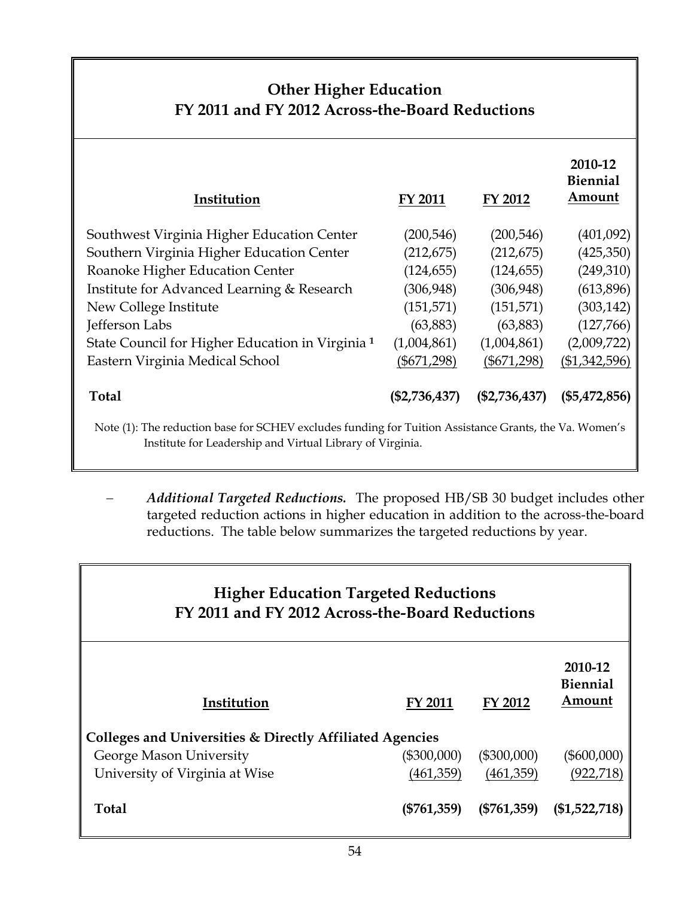## Other Higher Education
## FY 2011 and FY 2012 Across-the-Board Reductions

| Institution | FY 2011 | FY 2012 | 2010-12 Biennial Amount |
|---|---|---|---|
| Southwest Virginia Higher Education Center | (200,546) | (200,546) | (401,092) |
| Southern Virginia Higher Education Center | (212,675) | (212,675) | (425,350) |
| Roanoke Higher Education Center | (124,655) | (124,655) | (249,310) |
| Institute for Advanced Learning & Research | (306,948) | (306,948) | (613,896) |
| New College Institute | (151,571) | (151,571) | (303,142) |
| Jefferson Labs | (63,883) | (63,883) | (127,766) |
| State Council for Higher Education in Virginia [1] | (1,004,861) | (1,004,861) | (2,009,722) |
| Eastern Virginia Medical School | ($671,298) | ($671,298) | ($1,342,596) |
| **Total** | **($2,736,437)** | **($2,736,437)** | **($5,472,856)** |

Note (1): The reduction base for SCHEV excludes funding for Tuition Assistance Grants, the Va. Women's Institute for Leadership and Virtual Library of Virginia.

– ***Additional Targeted Reductions.*** The proposed HB/SB 30 budget includes other targeted reduction actions in higher education in addition to the across-the-board reductions. The table below summarizes the targeted reductions by year.

## Higher Education Targeted Reductions
## FY 2011 and FY 2012 Across-the-Board Reductions

| Institution | FY 2011 | FY 2012 | 2010-12 Biennial Amount |
|---|---|---|---|
| **Colleges and Universities & Directly Affiliated Agencies** | | | |
| George Mason University | ($300,000) | ($300,000) | ($600,000) |
| University of Virginia at Wise | (461,359) | (461,359) | (922,718) |
| **Total** | **($761,359)** | **($761,359)** | **($1,522,718)** |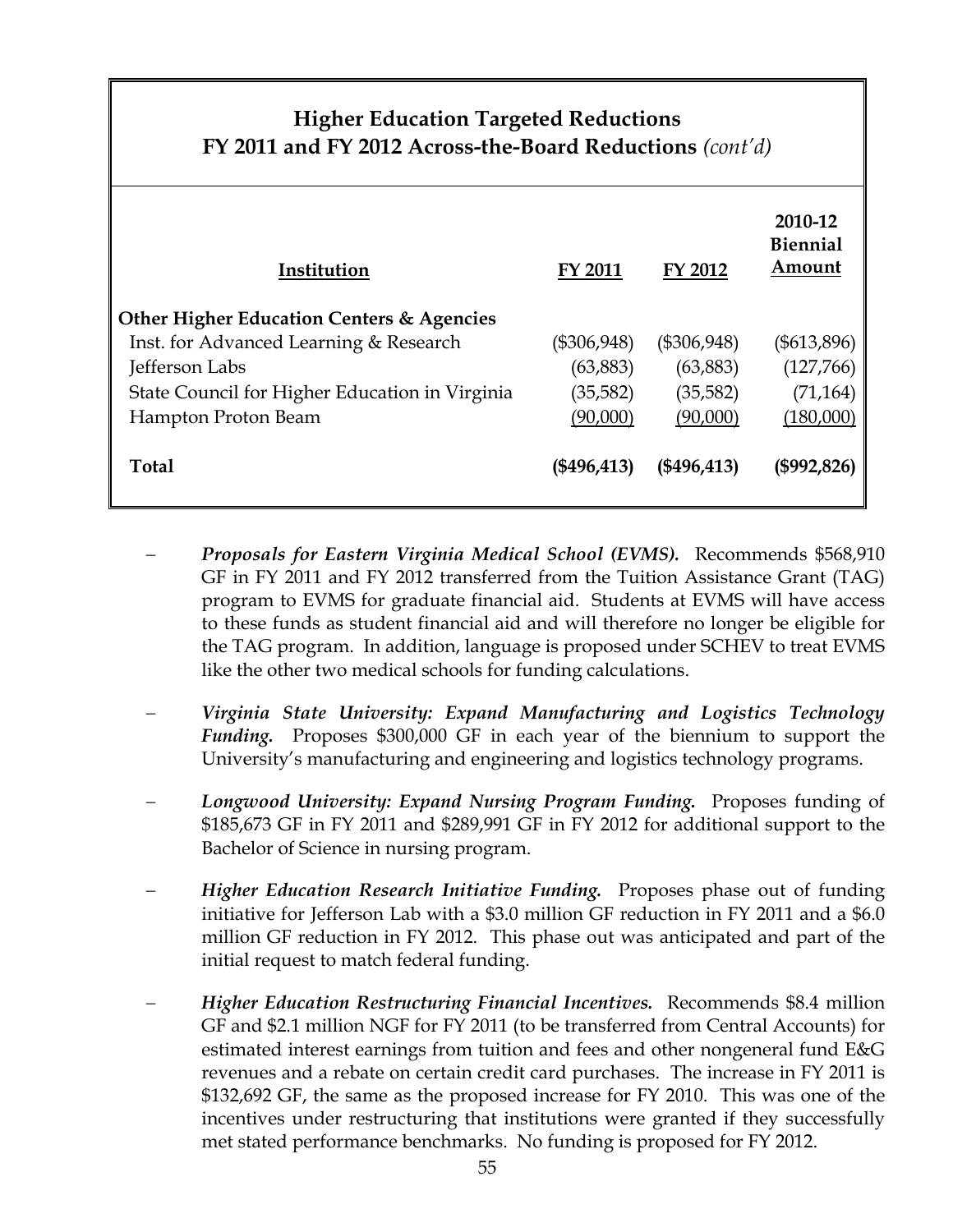## Higher Education Targeted Reductions
### FY 2011 and FY 2012 Across-the-Board Reductions *(cont'd)*

| Institution | FY 2011 | FY 2012 | 2010-12 Biennial Amount |
|---|---|---|---|
| **Other Higher Education Centers & Agencies** | | | |
| Inst. for Advanced Learning & Research | ($306,948) | ($306,948) | ($613,896) |
| Jefferson Labs | (63,883) | (63,883) | (127,766) |
| State Council for Higher Education in Virginia | (35,582) | (35,582) | (71,164) |
| Hampton Proton Beam | (90,000) | (90,000) | (180,000) |
| **Total** | **($496,413)** | **($496,413)** | **($992,826)** |

- ***Proposals for Eastern Virginia Medical School (EVMS).*** Recommends $568,910 GF in FY 2011 and FY 2012 transferred from the Tuition Assistance Grant (TAG) program to EVMS for graduate financial aid. Students at EVMS will have access to these funds as student financial aid and will therefore no longer be eligible for the TAG program. In addition, language is proposed under SCHEV to treat EVMS like the other two medical schools for funding calculations.

- ***Virginia State University: Expand Manufacturing and Logistics Technology Funding.*** Proposes $300,000 GF in each year of the biennium to support the University's manufacturing and engineering and logistics technology programs.

- ***Longwood University: Expand Nursing Program Funding.*** Proposes funding of $185,673 GF in FY 2011 and $289,991 GF in FY 2012 for additional support to the Bachelor of Science in nursing program.

- ***Higher Education Research Initiative Funding.*** Proposes phase out of funding initiative for Jefferson Lab with a $3.0 million GF reduction in FY 2011 and a $6.0 million GF reduction in FY 2012. This phase out was anticipated and part of the initial request to match federal funding.

- ***Higher Education Restructuring Financial Incentives.*** Recommends $8.4 million GF and $2.1 million NGF for FY 2011 (to be transferred from Central Accounts) for estimated interest earnings from tuition and fees and other nongeneral fund E&G revenues and a rebate on certain credit card purchases. The increase in FY 2011 is $132,692 GF, the same as the proposed increase for FY 2010. This was one of the incentives under restructuring that institutions were granted if they successfully met stated performance benchmarks. No funding is proposed for FY 2012.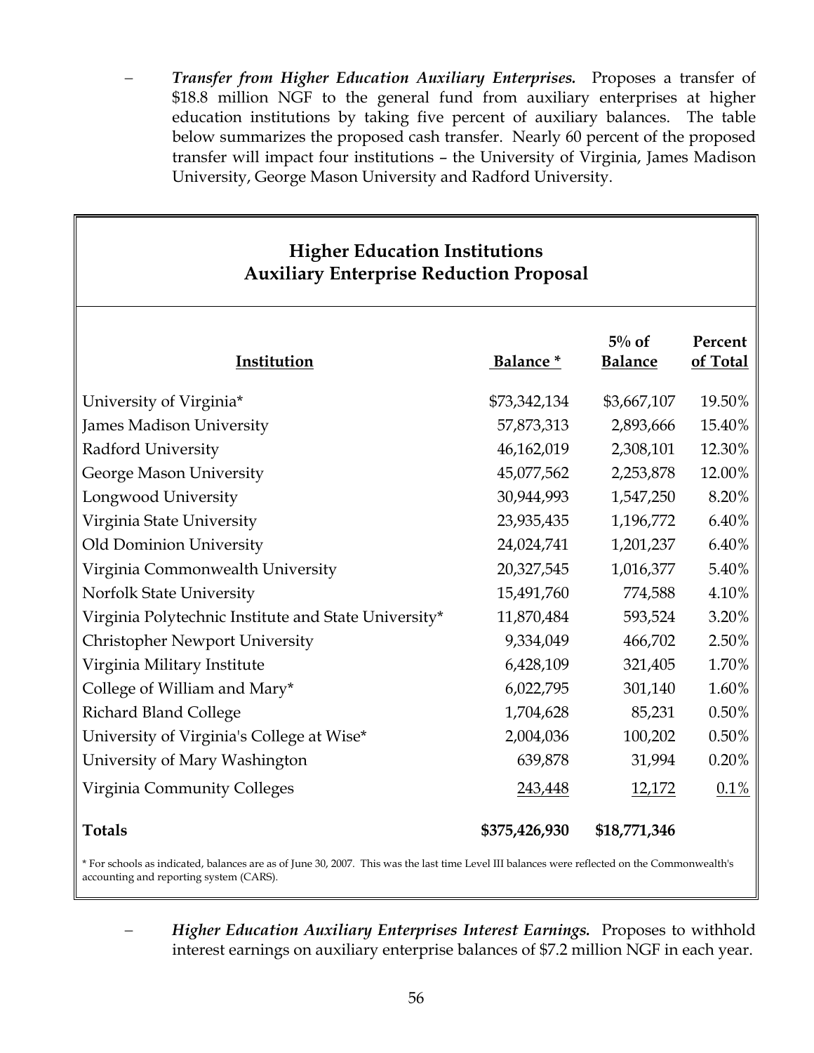– ***Transfer from Higher Education Auxiliary Enterprises.*** Proposes a transfer of $18.8 million NGF to the general fund from auxiliary enterprises at higher education institutions by taking five percent of auxiliary balances. The table below summarizes the proposed cash transfer. Nearly 60 percent of the proposed transfer will impact four institutions – the University of Virginia, James Madison University, George Mason University and Radford University.

**Higher Education Institutions**
**Auxiliary Enterprise Reduction Proposal**

| Institution | Balance * | 5% of Balance | Percent of Total |
|---|---|---|---|
| University of Virginia* | $73,342,134 | $3,667,107 | 19.50% |
| James Madison University | 57,873,313 | 2,893,666 | 15.40% |
| Radford University | 46,162,019 | 2,308,101 | 12.30% |
| George Mason University | 45,077,562 | 2,253,878 | 12.00% |
| Longwood University | 30,944,993 | 1,547,250 | 8.20% |
| Virginia State University | 23,935,435 | 1,196,772 | 6.40% |
| Old Dominion University | 24,024,741 | 1,201,237 | 6.40% |
| Virginia Commonwealth University | 20,327,545 | 1,016,377 | 5.40% |
| Norfolk State University | 15,491,760 | 774,588 | 4.10% |
| Virginia Polytechnic Institute and State University* | 11,870,484 | 593,524 | 3.20% |
| Christopher Newport University | 9,334,049 | 466,702 | 2.50% |
| Virginia Military Institute | 6,428,109 | 321,405 | 1.70% |
| College of William and Mary* | 6,022,795 | 301,140 | 1.60% |
| Richard Bland College | 1,704,628 | 85,231 | 0.50% |
| University of Virginia's College at Wise* | 2,004,036 | 100,202 | 0.50% |
| University of Mary Washington | 639,878 | 31,994 | 0.20% |
| Virginia Community Colleges | 243,448 | 12,172 | 0.1% |
| **Totals** | **$375,426,930** | **$18,771,346** | |

\* For schools as indicated, balances are as of June 30, 2007. This was the last time Level III balances were reflected on the Commonwealth's accounting and reporting system (CARS).

– ***Higher Education Auxiliary Enterprises Interest Earnings.*** Proposes to withhold interest earnings on auxiliary enterprise balances of $7.2 million NGF in each year.